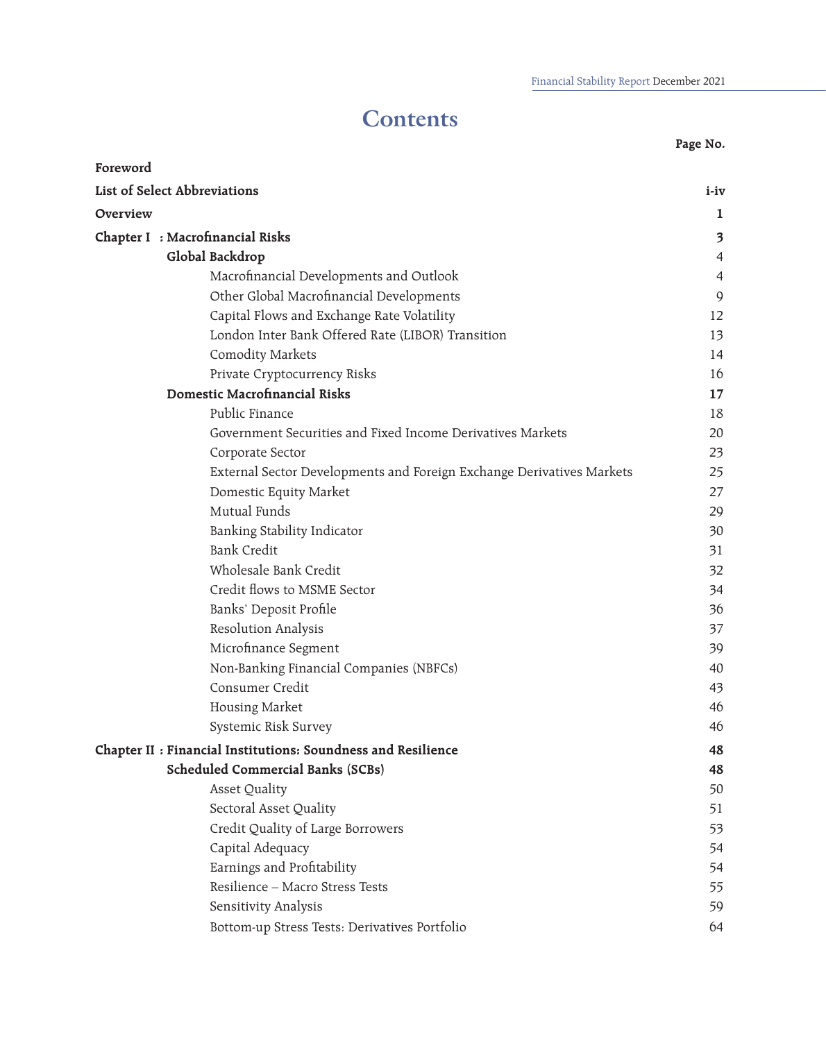# Contents

| | Page No. |
|---|---|
| **Foreword** | |
| **List of Select Abbreviations** | **i-iv** |
| **Overview** | **1** |
| **Chapter I : Macrofinancial Risks** | **3** |
| **Global Backdrop** | 4 |
| Macrofinancial Developments and Outlook | 4 |
| Other Global Macrofinancial Developments | 9 |
| Capital Flows and Exchange Rate Volatility | 12 |
| London Inter Bank Offered Rate (LIBOR) Transition | 13 |
| Comodity Markets | 14 |
| Private Cryptocurrency Risks | 16 |
| **Domestic Macrofinancial Risks** | **17** |
| Public Finance | 18 |
| Government Securities and Fixed Income Derivatives Markets | 20 |
| Corporate Sector | 23 |
| External Sector Developments and Foreign Exchange Derivatives Markets | 25 |
| Domestic Equity Market | 27 |
| Mutual Funds | 29 |
| Banking Stability Indicator | 30 |
| Bank Credit | 31 |
| Wholesale Bank Credit | 32 |
| Credit flows to MSME Sector | 34 |
| Banks' Deposit Profile | 36 |
| Resolution Analysis | 37 |
| Microfinance Segment | 39 |
| Non-Banking Financial Companies (NBFCs) | 40 |
| Consumer Credit | 43 |
| Housing Market | 46 |
| Systemic Risk Survey | 46 |
| **Chapter II : Financial Institutions: Soundness and Resilience** | **48** |
| **Scheduled Commercial Banks (SCBs)** | **48** |
| Asset Quality | 50 |
| Sectoral Asset Quality | 51 |
| Credit Quality of Large Borrowers | 53 |
| Capital Adequacy | 54 |
| Earnings and Profitability | 54 |
| Resilience – Macro Stress Tests | 55 |
| Sensitivity Analysis | 59 |
| Bottom-up Stress Tests: Derivatives Portfolio | 64 |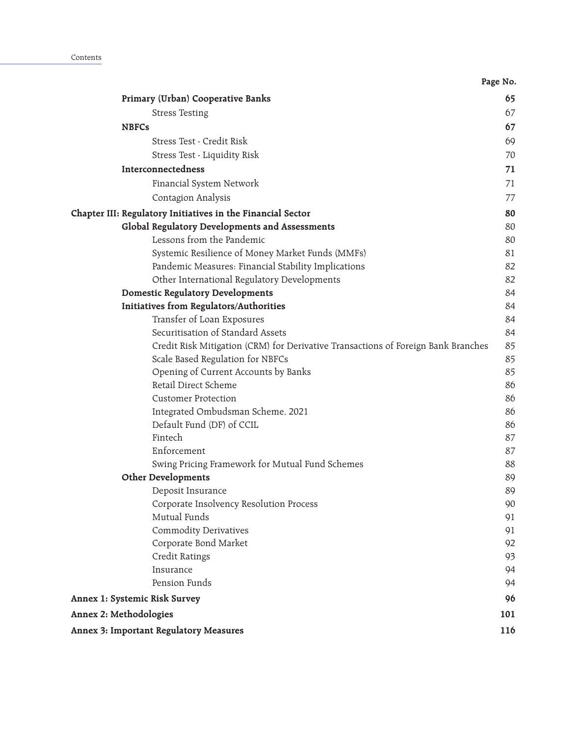| | Page No. |
|---|---|
| **Primary (Urban) Cooperative Banks** | **65** |
| Stress Testing | 67 |
| **NBFCs** | **67** |
| Stress Test - Credit Risk | 69 |
| Stress Test - Liquidity Risk | 70 |
| **Interconnectedness** | **71** |
| Financial System Network | 71 |
| Contagion Analysis | 77 |
| **Chapter III: Regulatory Initiatives in the Financial Sector** | **80** |
| **Global Regulatory Developments and Assessments** | 80 |
| Lessons from the Pandemic | 80 |
| Systemic Resilience of Money Market Funds (MMFs) | 81 |
| Pandemic Measures: Financial Stability Implications | 82 |
| Other International Regulatory Developments | 82 |
| **Domestic Regulatory Developments** | 84 |
| **Initiatives from Regulators/Authorities** | 84 |
| Transfer of Loan Exposures | 84 |
| Securitisation of Standard Assets | 84 |
| Credit Risk Mitigation (CRM) for Derivative Transactions of Foreign Bank Branches | 85 |
| Scale Based Regulation for NBFCs | 85 |
| Opening of Current Accounts by Banks | 85 |
| Retail Direct Scheme | 86 |
| Customer Protection | 86 |
| Integrated Ombudsman Scheme, 2021 | 86 |
| Default Fund (DF) of CCIL | 86 |
| Fintech | 87 |
| Enforcement | 87 |
| Swing Pricing Framework for Mutual Fund Schemes | 88 |
| **Other Developments** | 89 |
| Deposit Insurance | 89 |
| Corporate Insolvency Resolution Process | 90 |
| Mutual Funds | 91 |
| Commodity Derivatives | 91 |
| Corporate Bond Market | 92 |
| Credit Ratings | 93 |
| Insurance | 94 |
| Pension Funds | 94 |
| **Annex 1: Systemic Risk Survey** | **96** |
| **Annex 2: Methodologies** | **101** |
| **Annex 3: Important Regulatory Measures** | **116** |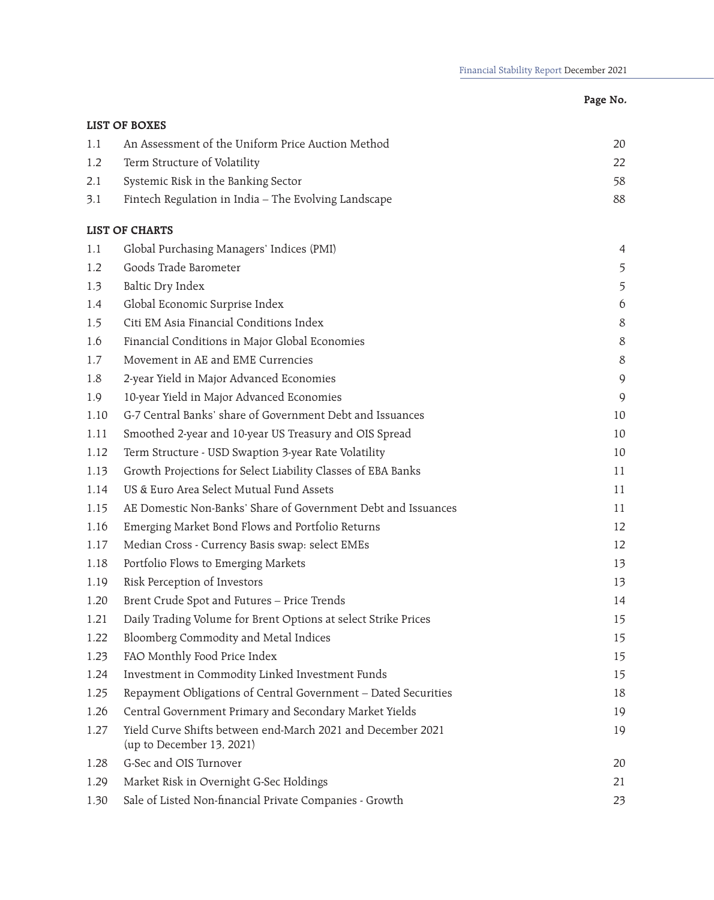| | | Page No. |
|---|---|---|
| **LIST OF BOXES** | | |
| 1.1 | An Assessment of the Uniform Price Auction Method | 20 |
| 1.2 | Term Structure of Volatility | 22 |
| 2.1 | Systemic Risk in the Banking Sector | 58 |
| 3.1 | Fintech Regulation in India – The Evolving Landscape | 88 |
| **LIST OF CHARTS** | | |
| 1.1 | Global Purchasing Managers' Indices (PMI) | 4 |
| 1.2 | Goods Trade Barometer | 5 |
| 1.3 | Baltic Dry Index | 5 |
| 1.4 | Global Economic Surprise Index | 6 |
| 1.5 | Citi EM Asia Financial Conditions Index | 8 |
| 1.6 | Financial Conditions in Major Global Economies | 8 |
| 1.7 | Movement in AE and EME Currencies | 8 |
| 1.8 | 2-year Yield in Major Advanced Economies | 9 |
| 1.9 | 10-year Yield in Major Advanced Economies | 9 |
| 1.10 | G-7 Central Banks' share of Government Debt and Issuances | 10 |
| 1.11 | Smoothed 2-year and 10-year US Treasury and OIS Spread | 10 |
| 1.12 | Term Structure - USD Swaption 3-year Rate Volatility | 10 |
| 1.13 | Growth Projections for Select Liability Classes of EBA Banks | 11 |
| 1.14 | US & Euro Area Select Mutual Fund Assets | 11 |
| 1.15 | AE Domestic Non-Banks' Share of Government Debt and Issuances | 11 |
| 1.16 | Emerging Market Bond Flows and Portfolio Returns | 12 |
| 1.17 | Median Cross - Currency Basis swap: select EMEs | 12 |
| 1.18 | Portfolio Flows to Emerging Markets | 13 |
| 1.19 | Risk Perception of Investors | 13 |
| 1.20 | Brent Crude Spot and Futures – Price Trends | 14 |
| 1.21 | Daily Trading Volume for Brent Options at select Strike Prices | 15 |
| 1.22 | Bloomberg Commodity and Metal Indices | 15 |
| 1.23 | FAO Monthly Food Price Index | 15 |
| 1.24 | Investment in Commodity Linked Investment Funds | 15 |
| 1.25 | Repayment Obligations of Central Government – Dated Securities | 18 |
| 1.26 | Central Government Primary and Secondary Market Yields | 19 |
| 1.27 | Yield Curve Shifts between end-March 2021 and December 2021 (up to December 13, 2021) | 19 |
| 1.28 | G-Sec and OIS Turnover | 20 |
| 1.29 | Market Risk in Overnight G-Sec Holdings | 21 |
| 1.30 | Sale of Listed Non-financial Private Companies - Growth | 23 |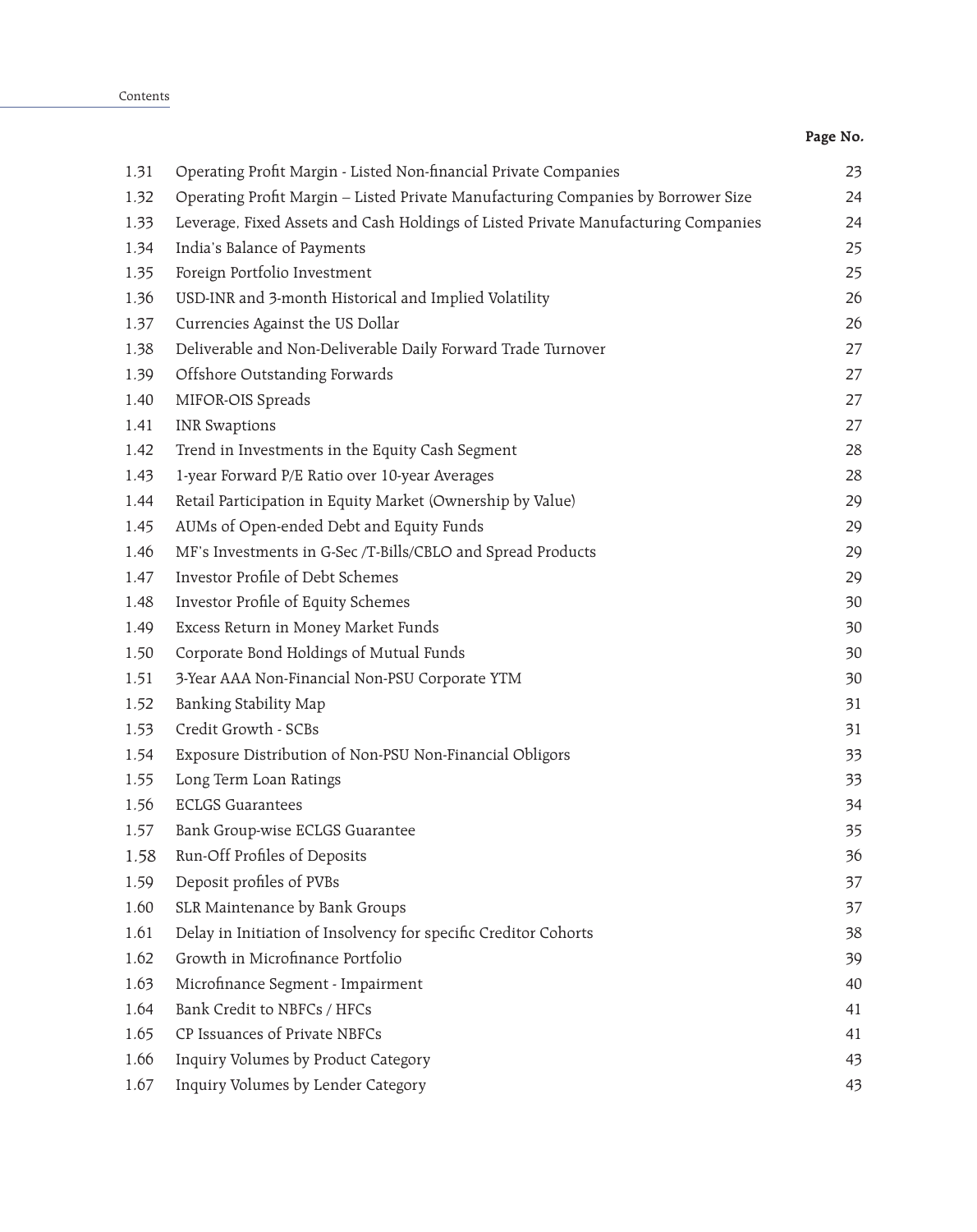Contents

| | | Page No. |
|---|---|---|
| 1.31 | Operating Profit Margin - Listed Non-financial Private Companies | 23 |
| 1.32 | Operating Profit Margin – Listed Private Manufacturing Companies by Borrower Size | 24 |
| 1.33 | Leverage, Fixed Assets and Cash Holdings of Listed Private Manufacturing Companies | 24 |
| 1.34 | India's Balance of Payments | 25 |
| 1.35 | Foreign Portfolio Investment | 25 |
| 1.36 | USD-INR and 3-month Historical and Implied Volatility | 26 |
| 1.37 | Currencies Against the US Dollar | 26 |
| 1.38 | Deliverable and Non-Deliverable Daily Forward Trade Turnover | 27 |
| 1.39 | Offshore Outstanding Forwards | 27 |
| 1.40 | MIFOR-OIS Spreads | 27 |
| 1.41 | INR Swaptions | 27 |
| 1.42 | Trend in Investments in the Equity Cash Segment | 28 |
| 1.43 | 1-year Forward P/E Ratio over 10-year Averages | 28 |
| 1.44 | Retail Participation in Equity Market (Ownership by Value) | 29 |
| 1.45 | AUMs of Open-ended Debt and Equity Funds | 29 |
| 1.46 | MF's Investments in G-Sec /T-Bills/CBLO and Spread Products | 29 |
| 1.47 | Investor Profile of Debt Schemes | 29 |
| 1.48 | Investor Profile of Equity Schemes | 30 |
| 1.49 | Excess Return in Money Market Funds | 30 |
| 1.50 | Corporate Bond Holdings of Mutual Funds | 30 |
| 1.51 | 3-Year AAA Non-Financial Non-PSU Corporate YTM | 30 |
| 1.52 | Banking Stability Map | 31 |
| 1.53 | Credit Growth - SCBs | 31 |
| 1.54 | Exposure Distribution of Non-PSU Non-Financial Obligors | 33 |
| 1.55 | Long Term Loan Ratings | 33 |
| 1.56 | ECLGS Guarantees | 34 |
| 1.57 | Bank Group-wise ECLGS Guarantee | 35 |
| 1.58 | Run-Off Profiles of Deposits | 36 |
| 1.59 | Deposit profiles of PVBs | 37 |
| 1.60 | SLR Maintenance by Bank Groups | 37 |
| 1.61 | Delay in Initiation of Insolvency for specific Creditor Cohorts | 38 |
| 1.62 | Growth in Microfinance Portfolio | 39 |
| 1.63 | Microfinance Segment - Impairment | 40 |
| 1.64 | Bank Credit to NBFCs / HFCs | 41 |
| 1.65 | CP Issuances of Private NBFCs | 41 |
| 1.66 | Inquiry Volumes by Product Category | 43 |
| 1.67 | Inquiry Volumes by Lender Category | 43 |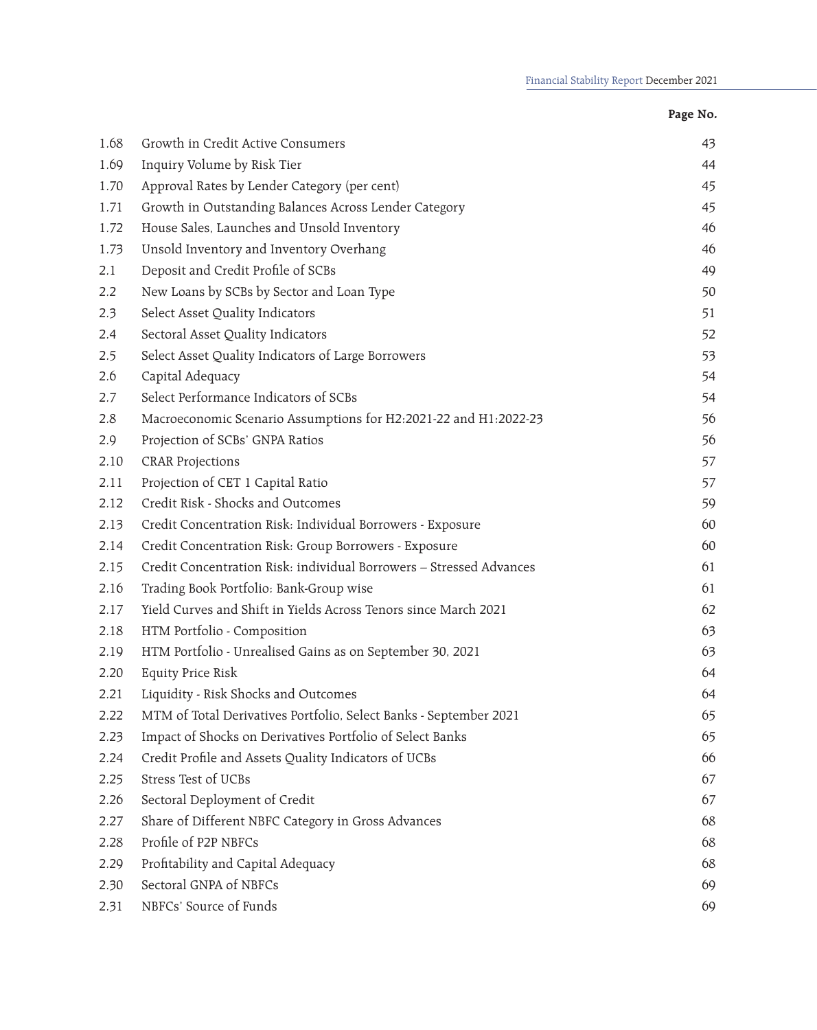| | | Page No. |
|---|---|---|
| 1.68 | Growth in Credit Active Consumers | 43 |
| 1.69 | Inquiry Volume by Risk Tier | 44 |
| 1.70 | Approval Rates by Lender Category (per cent) | 45 |
| 1.71 | Growth in Outstanding Balances Across Lender Category | 45 |
| 1.72 | House Sales, Launches and Unsold Inventory | 46 |
| 1.73 | Unsold Inventory and Inventory Overhang | 46 |
| 2.1 | Deposit and Credit Profile of SCBs | 49 |
| 2.2 | New Loans by SCBs by Sector and Loan Type | 50 |
| 2.3 | Select Asset Quality Indicators | 51 |
| 2.4 | Sectoral Asset Quality Indicators | 52 |
| 2.5 | Select Asset Quality Indicators of Large Borrowers | 53 |
| 2.6 | Capital Adequacy | 54 |
| 2.7 | Select Performance Indicators of SCBs | 54 |
| 2.8 | Macroeconomic Scenario Assumptions for H2:2021-22 and H1:2022-23 | 56 |
| 2.9 | Projection of SCBs' GNPA Ratios | 56 |
| 2.10 | CRAR Projections | 57 |
| 2.11 | Projection of CET 1 Capital Ratio | 57 |
| 2.12 | Credit Risk - Shocks and Outcomes | 59 |
| 2.13 | Credit Concentration Risk: Individual Borrowers - Exposure | 60 |
| 2.14 | Credit Concentration Risk: Group Borrowers - Exposure | 60 |
| 2.15 | Credit Concentration Risk: individual Borrowers – Stressed Advances | 61 |
| 2.16 | Trading Book Portfolio: Bank-Group wise | 61 |
| 2.17 | Yield Curves and Shift in Yields Across Tenors since March 2021 | 62 |
| 2.18 | HTM Portfolio - Composition | 63 |
| 2.19 | HTM Portfolio - Unrealised Gains as on September 30, 2021 | 63 |
| 2.20 | Equity Price Risk | 64 |
| 2.21 | Liquidity - Risk Shocks and Outcomes | 64 |
| 2.22 | MTM of Total Derivatives Portfolio, Select Banks - September 2021 | 65 |
| 2.23 | Impact of Shocks on Derivatives Portfolio of Select Banks | 65 |
| 2.24 | Credit Profile and Assets Quality Indicators of UCBs | 66 |
| 2.25 | Stress Test of UCBs | 67 |
| 2.26 | Sectoral Deployment of Credit | 67 |
| 2.27 | Share of Different NBFC Category in Gross Advances | 68 |
| 2.28 | Profile of P2P NBFCs | 68 |
| 2.29 | Profitability and Capital Adequacy | 68 |
| 2.30 | Sectoral GNPA of NBFCs | 69 |
| 2.31 | NBFCs' Source of Funds | 69 |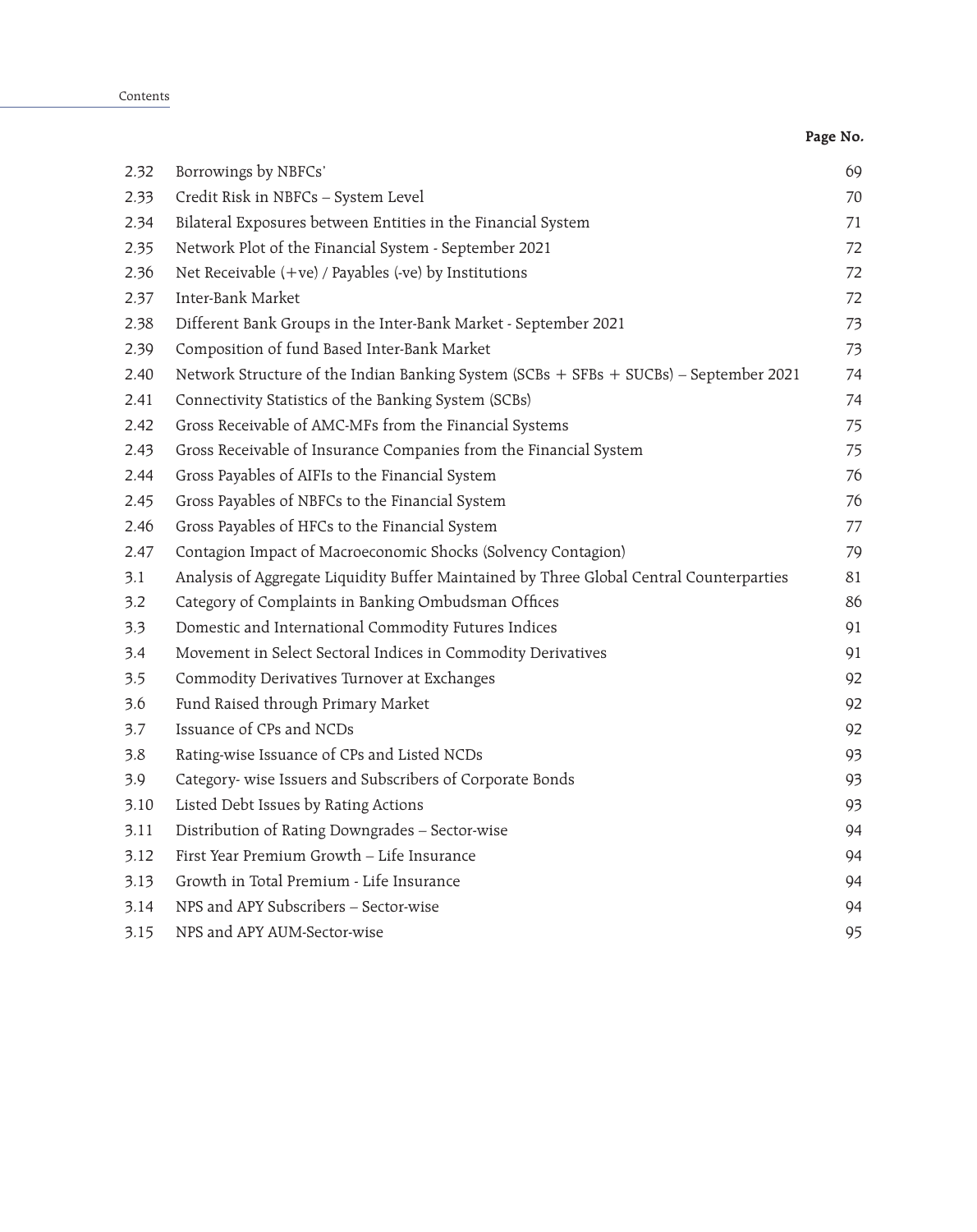| | | Page No. |
|---|---|---|
| 2.32 | Borrowings by NBFCs' | 69 |
| 2.33 | Credit Risk in NBFCs – System Level | 70 |
| 2.34 | Bilateral Exposures between Entities in the Financial System | 71 |
| 2.35 | Network Plot of the Financial System - September 2021 | 72 |
| 2.36 | Net Receivable (+ve) / Payables (-ve) by Institutions | 72 |
| 2.37 | Inter-Bank Market | 72 |
| 2.38 | Different Bank Groups in the Inter-Bank Market - September 2021 | 73 |
| 2.39 | Composition of fund Based Inter-Bank Market | 73 |
| 2.40 | Network Structure of the Indian Banking System (SCBs + SFBs + SUCBs) – September 2021 | 74 |
| 2.41 | Connectivity Statistics of the Banking System (SCBs) | 74 |
| 2.42 | Gross Receivable of AMC-MFs from the Financial Systems | 75 |
| 2.43 | Gross Receivable of Insurance Companies from the Financial System | 75 |
| 2.44 | Gross Payables of AIFIs to the Financial System | 76 |
| 2.45 | Gross Payables of NBFCs to the Financial System | 76 |
| 2.46 | Gross Payables of HFCs to the Financial System | 77 |
| 2.47 | Contagion Impact of Macroeconomic Shocks (Solvency Contagion) | 79 |
| 3.1 | Analysis of Aggregate Liquidity Buffer Maintained by Three Global Central Counterparties | 81 |
| 3.2 | Category of Complaints in Banking Ombudsman Offices | 86 |
| 3.3 | Domestic and International Commodity Futures Indices | 91 |
| 3.4 | Movement in Select Sectoral Indices in Commodity Derivatives | 91 |
| 3.5 | Commodity Derivatives Turnover at Exchanges | 92 |
| 3.6 | Fund Raised through Primary Market | 92 |
| 3.7 | Issuance of CPs and NCDs | 92 |
| 3.8 | Rating-wise Issuance of CPs and Listed NCDs | 93 |
| 3.9 | Category- wise Issuers and Subscribers of Corporate Bonds | 93 |
| 3.10 | Listed Debt Issues by Rating Actions | 93 |
| 3.11 | Distribution of Rating Downgrades – Sector-wise | 94 |
| 3.12 | First Year Premium Growth – Life Insurance | 94 |
| 3.13 | Growth in Total Premium - Life Insurance | 94 |
| 3.14 | NPS and APY Subscribers – Sector-wise | 94 |
| 3.15 | NPS and APY AUM-Sector-wise | 95 |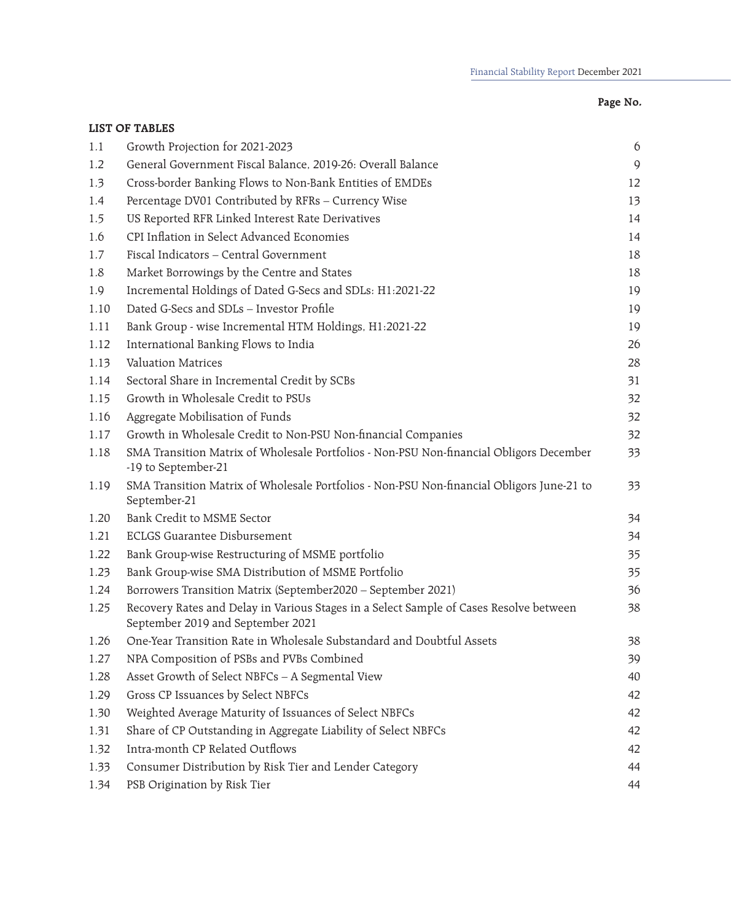**Page No.**

## LIST OF TABLES

| | | |
|---|---|---|
| 1.1 | Growth Projection for 2021-2023 | 6 |
| 1.2 | General Government Fiscal Balance, 2019-26: Overall Balance | 9 |
| 1.3 | Cross-border Banking Flows to Non-Bank Entities of EMDEs | 12 |
| 1.4 | Percentage DV01 Contributed by RFRs – Currency Wise | 13 |
| 1.5 | US Reported RFR Linked Interest Rate Derivatives | 14 |
| 1.6 | CPI Inflation in Select Advanced Economies | 14 |
| 1.7 | Fiscal Indicators – Central Government | 18 |
| 1.8 | Market Borrowings by the Centre and States | 18 |
| 1.9 | Incremental Holdings of Dated G-Secs and SDLs: H1:2021-22 | 19 |
| 1.10 | Dated G-Secs and SDLs – Investor Profile | 19 |
| 1.11 | Bank Group - wise Incremental HTM Holdings, H1:2021-22 | 19 |
| 1.12 | International Banking Flows to India | 26 |
| 1.13 | Valuation Matrices | 28 |
| 1.14 | Sectoral Share in Incremental Credit by SCBs | 31 |
| 1.15 | Growth in Wholesale Credit to PSUs | 32 |
| 1.16 | Aggregate Mobilisation of Funds | 32 |
| 1.17 | Growth in Wholesale Credit to Non-PSU Non-financial Companies | 32 |
| 1.18 | SMA Transition Matrix of Wholesale Portfolios - Non-PSU Non-financial Obligors December -19 to September-21 | 33 |
| 1.19 | SMA Transition Matrix of Wholesale Portfolios - Non-PSU Non-financial Obligors June-21 to September-21 | 33 |
| 1.20 | Bank Credit to MSME Sector | 34 |
| 1.21 | ECLGS Guarantee Disbursement | 34 |
| 1.22 | Bank Group-wise Restructuring of MSME portfolio | 35 |
| 1.23 | Bank Group-wise SMA Distribution of MSME Portfolio | 35 |
| 1.24 | Borrowers Transition Matrix (September2020 – September 2021) | 36 |
| 1.25 | Recovery Rates and Delay in Various Stages in a Select Sample of Cases Resolve between September 2019 and September 2021 | 38 |
| 1.26 | One-Year Transition Rate in Wholesale Substandard and Doubtful Assets | 38 |
| 1.27 | NPA Composition of PSBs and PVBs Combined | 39 |
| 1.28 | Asset Growth of Select NBFCs – A Segmental View | 40 |
| 1.29 | Gross CP Issuances by Select NBFCs | 42 |
| 1.30 | Weighted Average Maturity of Issuances of Select NBFCs | 42 |
| 1.31 | Share of CP Outstanding in Aggregate Liability of Select NBFCs | 42 |
| 1.32 | Intra-month CP Related Outflows | 42 |
| 1.33 | Consumer Distribution by Risk Tier and Lender Category | 44 |
| 1.34 | PSB Origination by Risk Tier | 44 |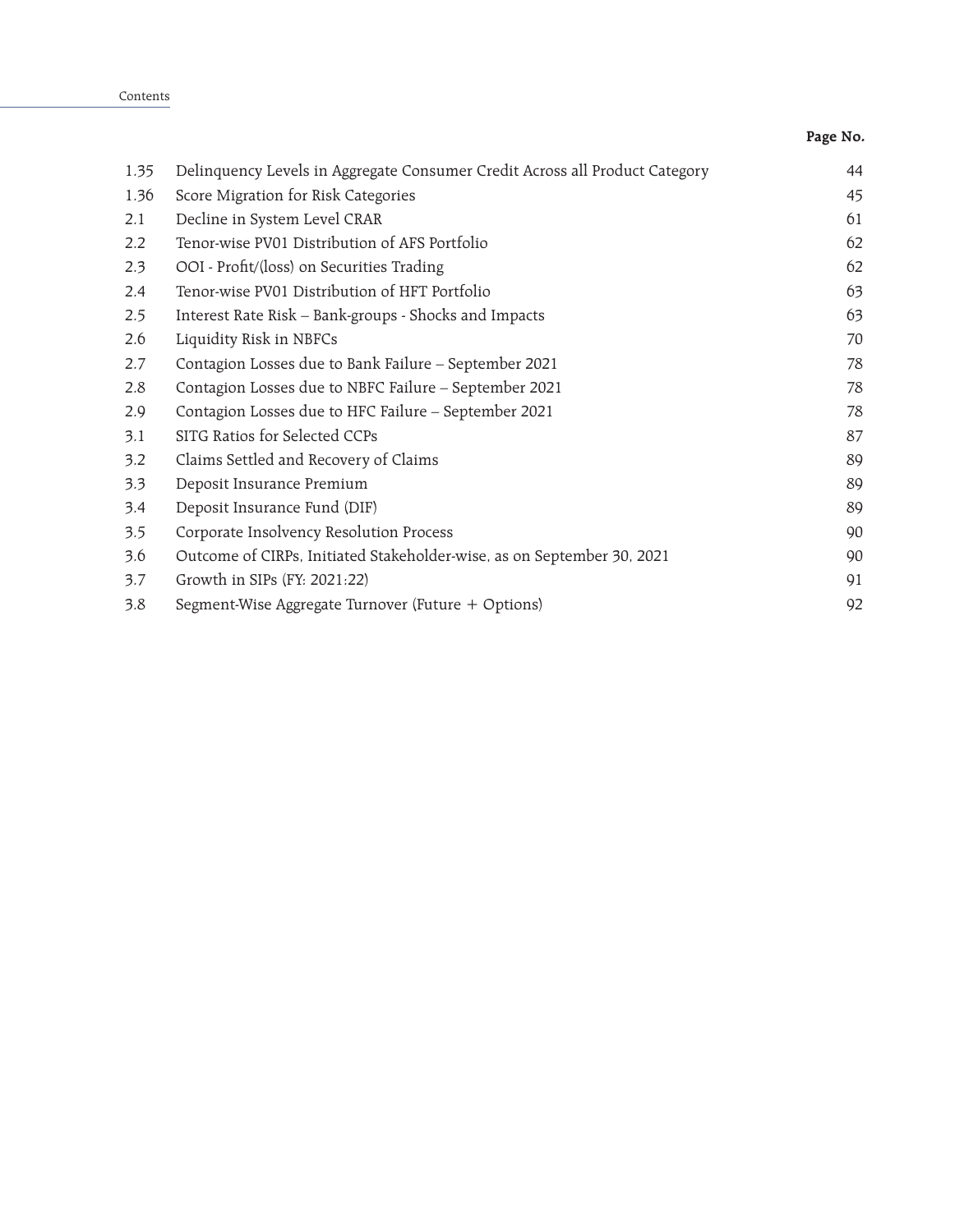| | | Page No. |
|---|---|---|
| 1.35 | Delinquency Levels in Aggregate Consumer Credit Across all Product Category | 44 |
| 1.36 | Score Migration for Risk Categories | 45 |
| 2.1 | Decline in System Level CRAR | 61 |
| 2.2 | Tenor-wise PV01 Distribution of AFS Portfolio | 62 |
| 2.3 | OOI - Profit/(loss) on Securities Trading | 62 |
| 2.4 | Tenor-wise PV01 Distribution of HFT Portfolio | 63 |
| 2.5 | Interest Rate Risk – Bank-groups - Shocks and Impacts | 63 |
| 2.6 | Liquidity Risk in NBFCs | 70 |
| 2.7 | Contagion Losses due to Bank Failure – September 2021 | 78 |
| 2.8 | Contagion Losses due to NBFC Failure – September 2021 | 78 |
| 2.9 | Contagion Losses due to HFC Failure – September 2021 | 78 |
| 3.1 | SITG Ratios for Selected CCPs | 87 |
| 3.2 | Claims Settled and Recovery of Claims | 89 |
| 3.3 | Deposit Insurance Premium | 89 |
| 3.4 | Deposit Insurance Fund (DIF) | 89 |
| 3.5 | Corporate Insolvency Resolution Process | 90 |
| 3.6 | Outcome of CIRPs, Initiated Stakeholder-wise, as on September 30, 2021 | 90 |
| 3.7 | Growth in SIPs (FY: 2021:22) | 91 |
| 3.8 | Segment-Wise Aggregate Turnover (Future + Options) | 92 |